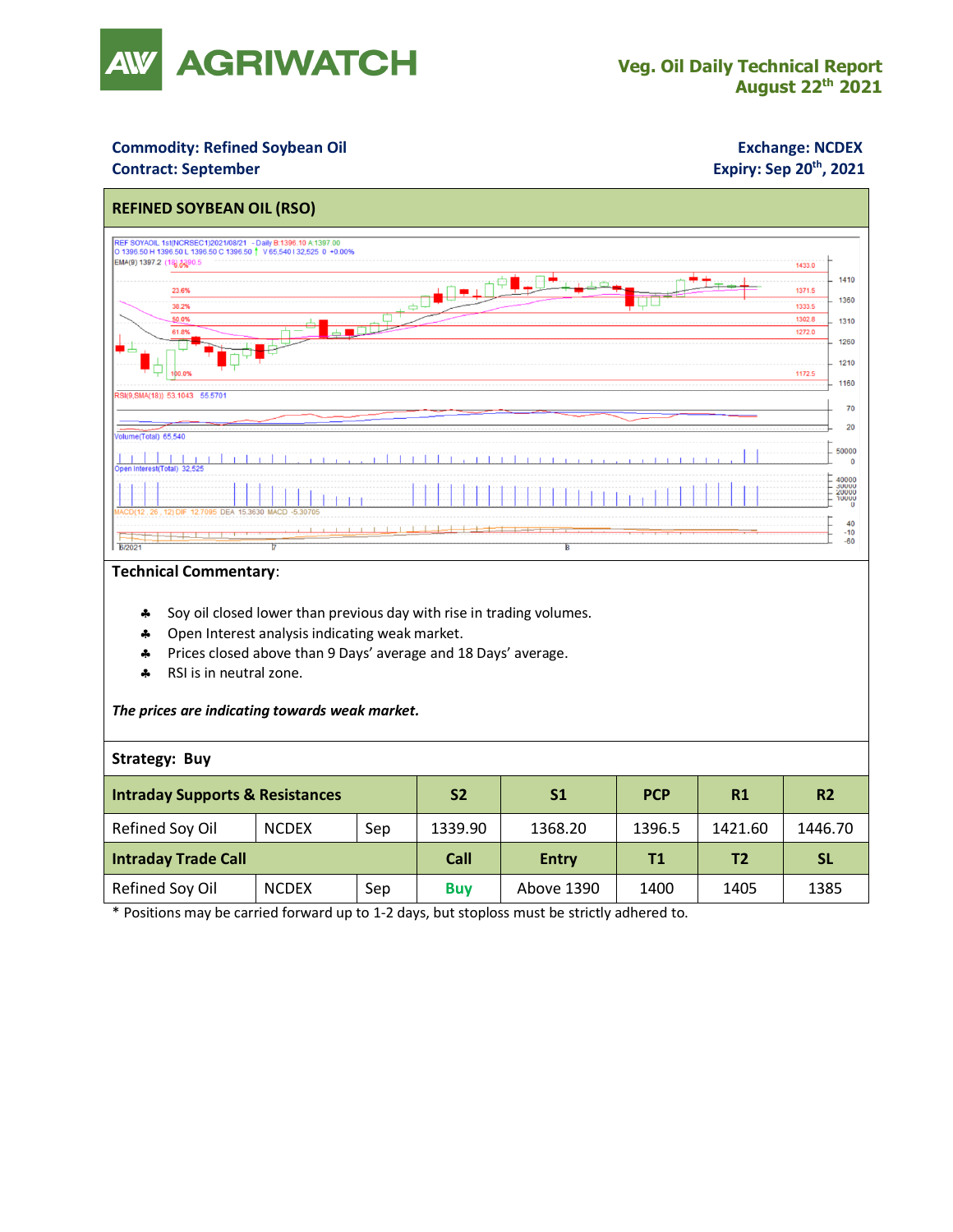# AGRIWATCH

**Veg. Oil Daily Technical Report**
**August 22nd 2021**

**Commodity: Refined Soybean Oil**
**Contract: September**

**Exchange: NCDEX**
**Expiry: Sep 20th, 2021**

## REFINED SOYBEAN OIL (RSO)

**Technical Commentary**:

- Soy oil closed lower than previous day with rise in trading volumes.
- Open Interest analysis indicating weak market.
- Prices closed above than 9 Days' average and 18 Days' average.
- RSI is in neutral zone.

***The prices are indicating towards weak market.***

**Strategy: Buy**

| **Intraday Supports & Resistances** | | | **S2** | **S1** | **PCP** | **R1** | **R2** |
|---|---|---|---|---|---|---|---|
| Refined Soy Oil | NCDEX | Sep | 1339.90 | 1368.20 | 1396.5 | 1421.60 | 1446.70 |
| **Intraday Trade Call** | | | **Call** | **Entry** | **T1** | **T2** | **SL** |
| Refined Soy Oil | NCDEX | Sep | Buy | Above 1390 | 1400 | 1405 | 1385 |

* Positions may be carried forward up to 1-2 days, but stoploss must be strictly adhered to.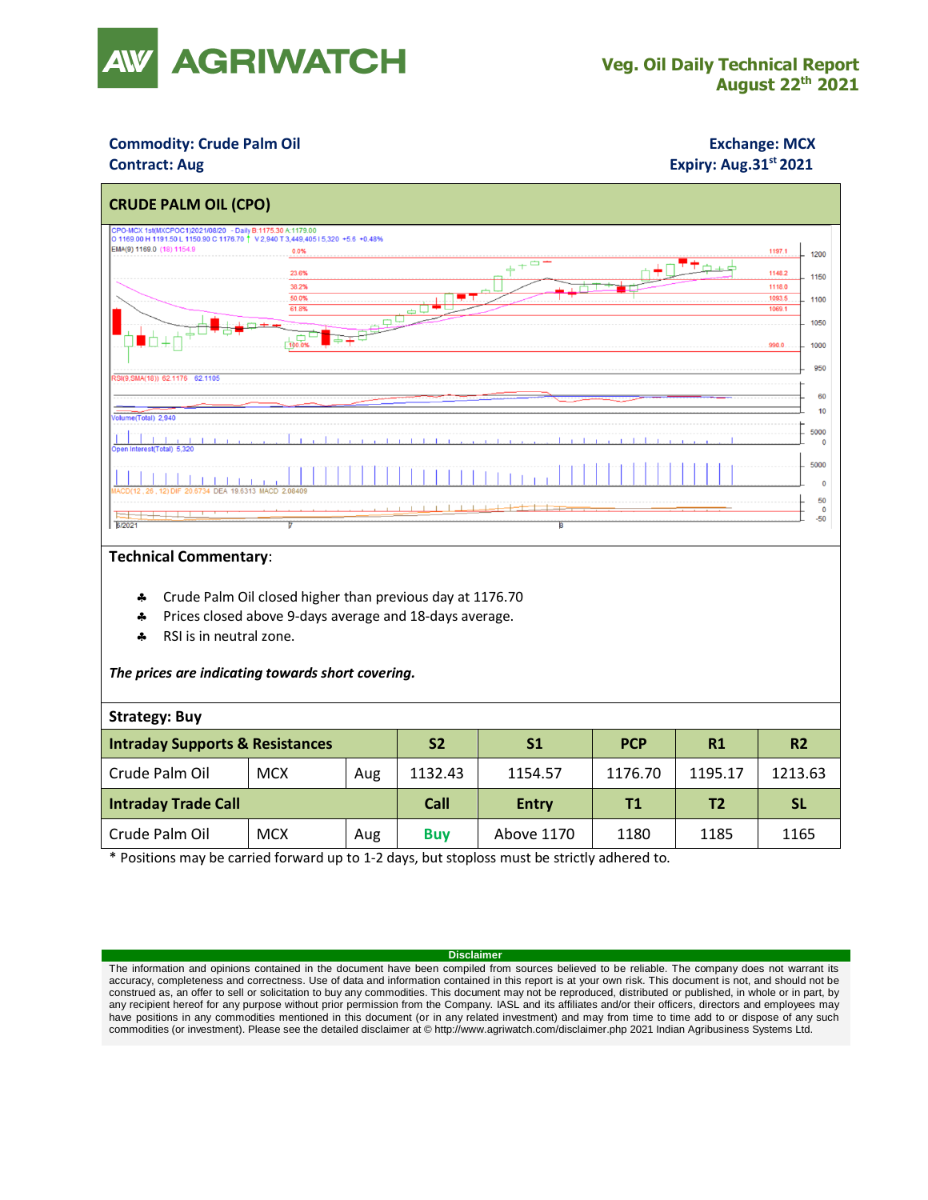Veg. Oil Daily Technical Report
August 22nd 2021

**Commodity: Crude Palm Oil**
**Contract: Aug**

**Exchange: MCX**
**Expiry: Aug.31st 2021**

## CRUDE PALM OIL (CPO)

CPO-MCX 1st(MXCPOC1)2021/08/20 - Daily B:1175.30 A:1179.00
O 1169.00 H 1191.50 L 1150.90 C 1176.70 ↑ V 2,940 T 3,449,405 I 5,320 +5.6 +0.48%
EMA(9) 1169.0 (18) 1154.9
0.0% 23.6% 38.2% 50.0% 61.8% 100.0%
1197.1 1148.2 1118.0 1093.5 1069.1 990.0
1200 1150 1100 1050 1000 950
RSI(9,SMA(18)) 62.1176 62.1105
60 10
Volume(Total) 2,940
5000 0
Open Interest(Total) 5,320
5000 0
MACD(12 , 26 , 12) DIF 20.6734 DEA 19.6313 MACD 2.08409
50 0 -50
6/2021 7 8

**Technical Commentary**:

- Crude Palm Oil closed higher than previous day at 1176.70
- Prices closed above 9-days average and 18-days average.
- RSI is in neutral zone.

***The prices are indicating towards short covering.***

**Strategy: Buy**

| **Intraday Supports & Resistances** | | | **S2** | **S1** | **PCP** | **R1** | **R2** |
|---|---|---|---|---|---|---|---|
| Crude Palm Oil | MCX | Aug | 1132.43 | 1154.57 | 1176.70 | 1195.17 | 1213.63 |
| **Intraday Trade Call** | | | **Call** | **Entry** | **T1** | **T2** | **SL** |
| Crude Palm Oil | MCX | Aug | **Buy** | Above 1170 | 1180 | 1185 | 1165 |

* Positions may be carried forward up to 1-2 days, but stoploss must be strictly adhered to.

**Disclaimer**

The information and opinions contained in the document have been compiled from sources believed to be reliable. The company does not warrant its accuracy, completeness and correctness. Use of data and information contained in this report is at your own risk. This document is not, and should not be construed as, an offer to sell or solicitation to buy any commodities. This document may not be reproduced, distributed or published, in whole or in part, by any recipient hereof for any purpose without prior permission from the Company. IASL and its affiliates and/or their officers, directors and employees may have positions in any commodities mentioned in this document (or in any related investment) and may from time to time add to or dispose of any such commodities (or investment). Please see the detailed disclaimer at © http://www.agriwatch.com/disclaimer.php 2021 Indian Agribusiness Systems Ltd.